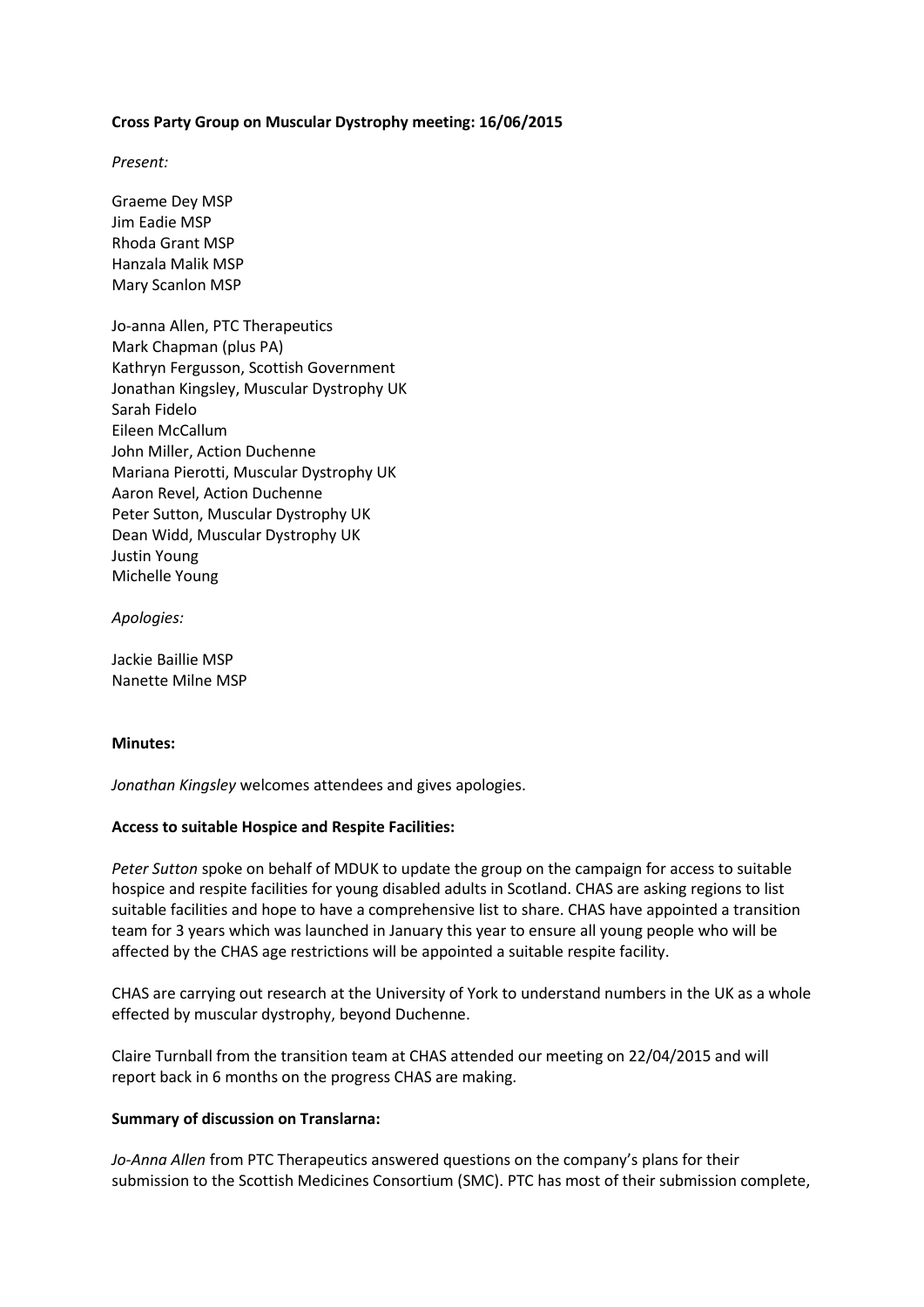**Cross Party Group on Muscular Dystrophy meeting: 16/06/2015**

*Present:*

Graeme Dey MSP
Jim Eadie MSP
Rhoda Grant MSP
Hanzala Malik MSP
Mary Scanlon MSP

Jo-anna Allen, PTC Therapeutics
Mark Chapman (plus PA)
Kathryn Fergusson, Scottish Government
Jonathan Kingsley, Muscular Dystrophy UK
Sarah Fidelo
Eileen McCallum
John Miller, Action Duchenne
Mariana Pierotti, Muscular Dystrophy UK
Aaron Revel, Action Duchenne
Peter Sutton, Muscular Dystrophy UK
Dean Widd, Muscular Dystrophy UK
Justin Young
Michelle Young

*Apologies:*

Jackie Baillie MSP
Nanette Milne MSP

**Minutes:**

*Jonathan Kingsley* welcomes attendees and gives apologies.

**Access to suitable Hospice and Respite Facilities:**

*Peter Sutton* spoke on behalf of MDUK to update the group on the campaign for access to suitable hospice and respite facilities for young disabled adults in Scotland. CHAS are asking regions to list suitable facilities and hope to have a comprehensive list to share. CHAS have appointed a transition team for 3 years which was launched in January this year to ensure all young people who will be affected by the CHAS age restrictions will be appointed a suitable respite facility.

CHAS are carrying out research at the University of York to understand numbers in the UK as a whole effected by muscular dystrophy, beyond Duchenne.

Claire Turnball from the transition team at CHAS attended our meeting on 22/04/2015 and will report back in 6 months on the progress CHAS are making.

**Summary of discussion on Translarna:**

*Jo-Anna Allen* from PTC Therapeutics answered questions on the company's plans for their submission to the Scottish Medicines Consortium (SMC). PTC has most of their submission complete,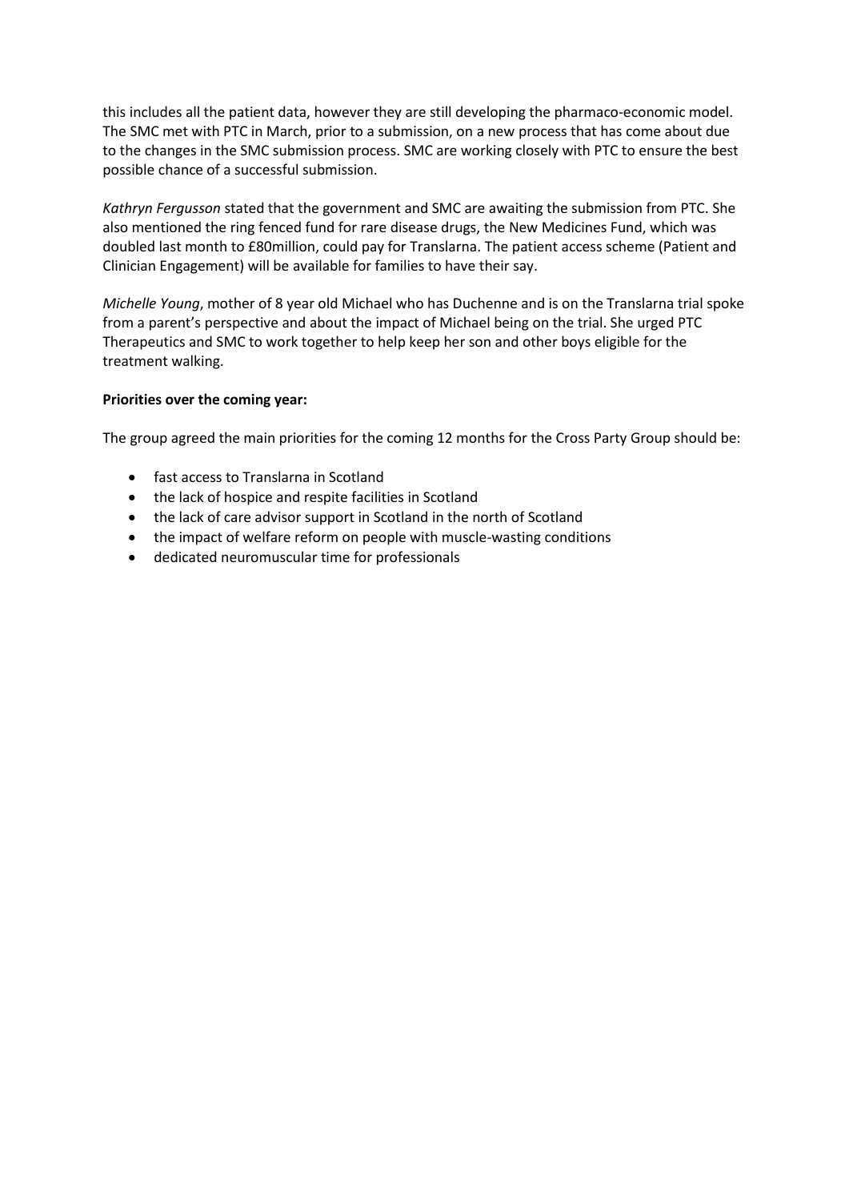this includes all the patient data, however they are still developing the pharmaco-economic model. The SMC met with PTC in March, prior to a submission, on a new process that has come about due to the changes in the SMC submission process. SMC are working closely with PTC to ensure the best possible chance of a successful submission.

*Kathryn Fergusson* stated that the government and SMC are awaiting the submission from PTC. She also mentioned the ring fenced fund for rare disease drugs, the New Medicines Fund, which was doubled last month to £80million, could pay for Translarna. The patient access scheme (Patient and Clinician Engagement) will be available for families to have their say.

*Michelle Young*, mother of 8 year old Michael who has Duchenne and is on the Translarna trial spoke from a parent's perspective and about the impact of Michael being on the trial. She urged PTC Therapeutics and SMC to work together to help keep her son and other boys eligible for the treatment walking.

**Priorities over the coming year:**

The group agreed the main priorities for the coming 12 months for the Cross Party Group should be:

- fast access to Translarna in Scotland
- the lack of hospice and respite facilities in Scotland
- the lack of care advisor support in Scotland in the north of Scotland
- the impact of welfare reform on people with muscle-wasting conditions
- dedicated neuromuscular time for professionals